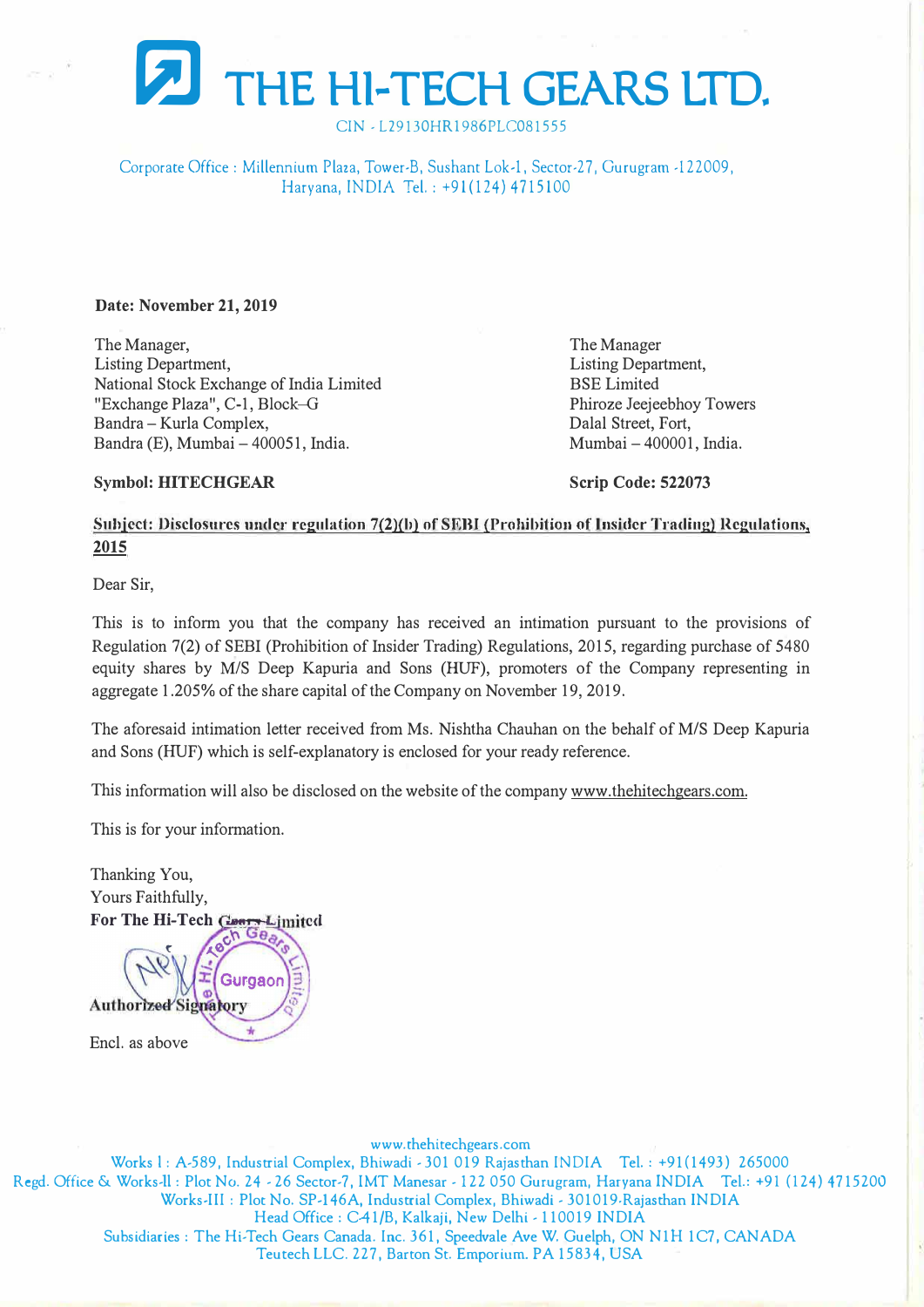# THE HI-TECH GEARS LTD.

CIN - L29130HR1986PLC081555

Corporate Office : Millennium Plaza, Tower-B, Sushant Lok-1, Sector-27, Gurugram -122009, Haryana, INDIA Tel. : +91(124) 4715100

**Date: November 21, 2019**

The Manager,
Listing Department,
National Stock Exchange of India Limited
"Exchange Plaza", C-1, Block–G
Bandra – Kurla Complex,
Bandra (E), Mumbai – 400051, India.

**Symbol: HITECHGEAR**

The Manager
Listing Department,
BSE Limited
Phiroze Jeejeebhoy Towers
Dalal Street, Fort,
Mumbai – 400001, India.

**Scrip Code: 522073**

**Subject: Disclosures under regulation 7(2)(b) of SEBI (Prohibition of Insider Trading) Regulations, 2015**

Dear Sir,

This is to inform you that the company has received an intimation pursuant to the provisions of Regulation 7(2) of SEBI (Prohibition of Insider Trading) Regulations, 2015, regarding purchase of 5480 equity shares by M/S Deep Kapuria and Sons (HUF), promoters of the Company representing in aggregate 1.205% of the share capital of the Company on November 19, 2019.

The aforesaid intimation letter received from Ms. Nishtha Chauhan on the behalf of M/S Deep Kapuria and Sons (HUF) which is self-explanatory is enclosed for your ready reference.

This information will also be disclosed on the website of the company www.thehitechgears.com.

This is for your information.

Thanking You,
Yours Faithfully,
**For The Hi-Tech Gears Limited**

**Authorized Signatory**

Encl. as above

www.thehitechgears.com

Works I : A-589, Industrial Complex, Bhiwadi - 301 019 Rajasthan INDIA Tel. : +91(1493) 265000
Regd. Office & Works-II : Plot No. 24 - 26 Sector-7, IMT Manesar - 122 050 Gurugram, Haryana INDIA Tel.: +91 (124) 4715200
Works-III : Plot No. SP-146A, Industrial Complex, Bhiwadi - 301019-Rajasthan INDIA
Head Office : C-41/B, Kalkaji, New Delhi - 110019 INDIA
Subsidiaries : The Hi-Tech Gears Canada. Inc. 361, Speedvale Ave W. Guelph, ON N1H 1C7, CANADA
Teutech LLC. 227, Barton St. Emporium. PA 15834, USA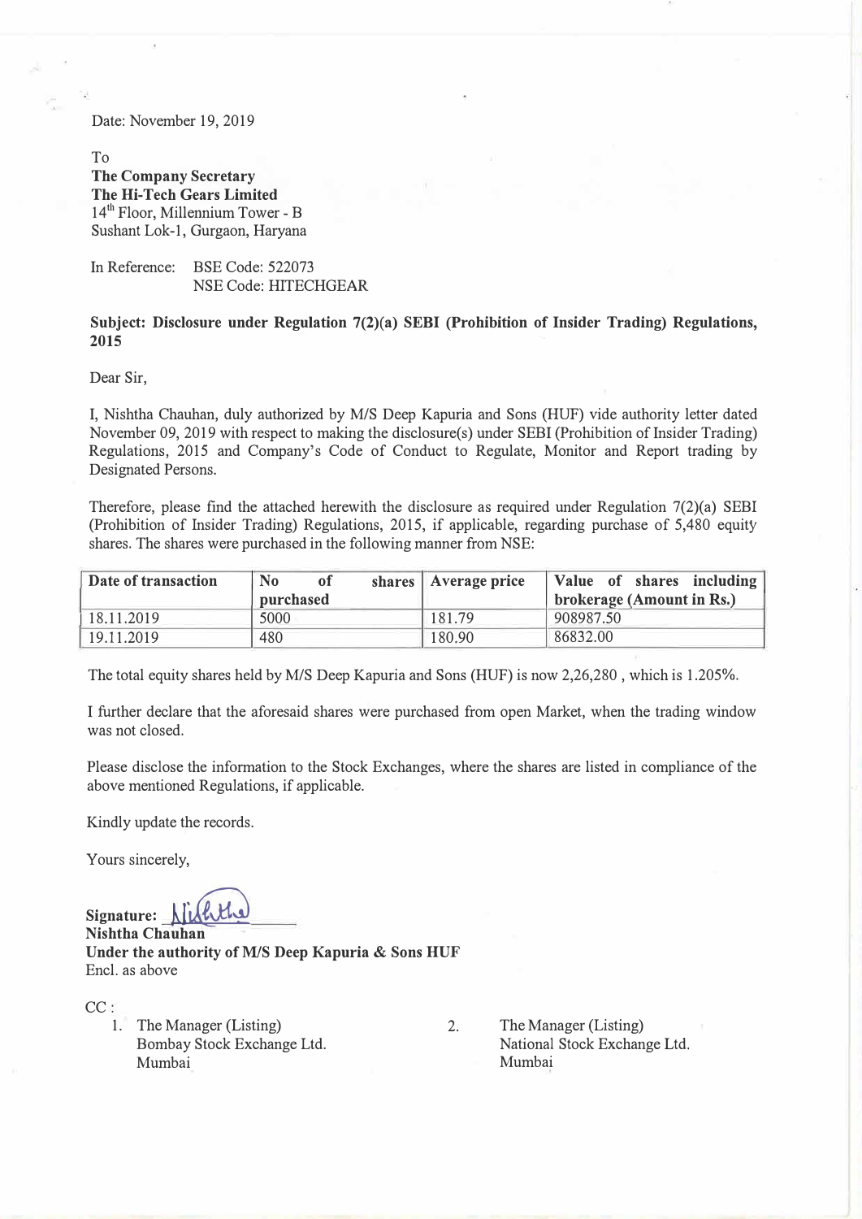Date: November 19, 2019

To
**The Company Secretary**
**The Hi-Tech Gears Limited**
14th Floor, Millennium Tower - B
Sushant Lok-1, Gurgaon, Haryana

In Reference: BSE Code: 522073
NSE Code: HITECHGEAR

**Subject: Disclosure under Regulation 7(2)(a) SEBI (Prohibition of Insider Trading) Regulations, 2015**

Dear Sir,

I, Nishtha Chauhan, duly authorized by M/S Deep Kapuria and Sons (HUF) vide authority letter dated November 09, 2019 with respect to making the disclosure(s) under SEBI (Prohibition of Insider Trading) Regulations, 2015 and Company's Code of Conduct to Regulate, Monitor and Report trading by Designated Persons.

Therefore, please find the attached herewith the disclosure as required under Regulation 7(2)(a) SEBI (Prohibition of Insider Trading) Regulations, 2015, if applicable, regarding purchase of 5,480 equity shares. The shares were purchased in the following manner from NSE:

| Date of transaction | No of shares purchased | Average price | Value of shares including brokerage (Amount in Rs.) |
|---|---|---|---|
| 18.11.2019 | 5000 | 181.79 | 908987.50 |
| 19.11.2019 | 480 | 180.90 | 86832.00 |

The total equity shares held by M/S Deep Kapuria and Sons (HUF) is now 2,26,280 , which is 1.205%.

I further declare that the aforesaid shares were purchased from open Market, when the trading window was not closed.

Please disclose the information to the Stock Exchanges, where the shares are listed in compliance of the above mentioned Regulations, if applicable.

Kindly update the records.

Yours sincerely,

**Signature:** Nishtha
**Nishtha Chauhan**
**Under the authority of M/S Deep Kapuria & Sons HUF**
Encl. as above

CC :

1. The Manager (Listing)
   Bombay Stock Exchange Ltd.
   Mumbai
2. The Manager (Listing)
   National Stock Exchange Ltd.
   Mumbai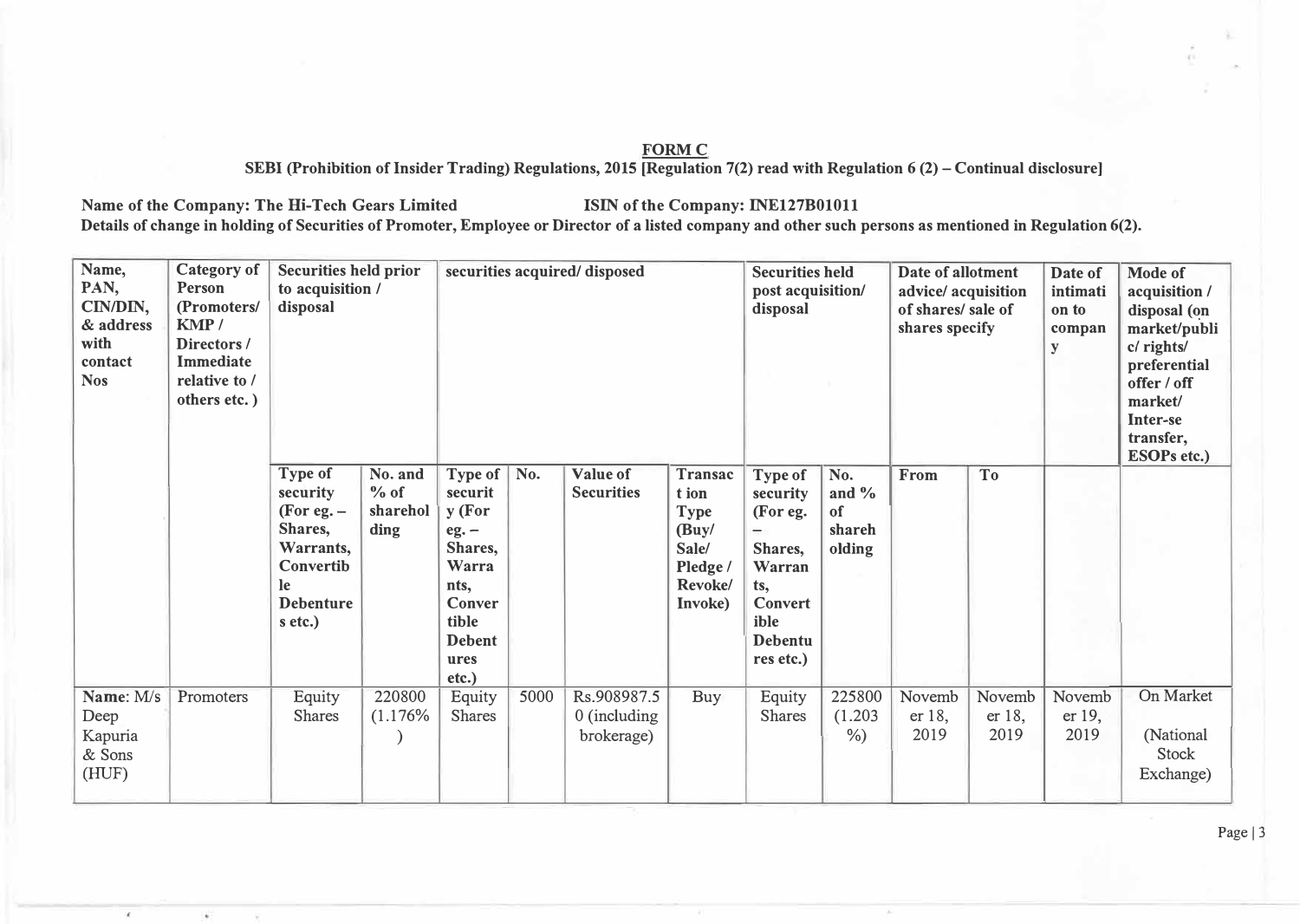**FORM C**

**SEBI (Prohibition of Insider Trading) Regulations, 2015 [Regulation 7(2) read with Regulation 6 (2) – Continual disclosure]**

**Name of the Company: The Hi-Tech Gears Limited** **ISIN of the Company: INE127B01011**

**Details of change in holding of Securities of Promoter, Employee or Director of a listed company and other such persons as mentioned in Regulation 6(2).**

| Name, PAN, CIN/DIN, & address with contact Nos | Category of Person (Promoters/ KMP / Directors / Immediate relative to / others etc. ) | Securities held prior to acquisition / disposal | | securities acquired/ disposed | | | | Securities held post acquisition/ disposal | | Date of allotment advice/ acquisition of shares/ sale of shares specify | | Date of intimation to company | Mode of acquisition / disposal (on market/public/ rights/ preferential offer / off market/ Inter-se transfer, ESOPs etc.) |
|---|---|---|---|---|---|---|---|---|---|---|---|---|---|
| | | Type of security (For eg. – Shares, Warrants, Convertible Debentures etc.) | No. and % of shareholding | Type of security (For eg. – Shares, Warrants, Convertible Debentures etc.) | No. | Value of Securities | Transaction Type (Buy/ Sale/ Pledge / Revoke/ Invoke) | Type of security (For eg. – Shares, Warrants, Convertible Debentures etc.) | No. and % of shareholding | From | To | | |
| **Name**: M/s Deep Kapuria & Sons (HUF) | Promoters | Equity Shares | 220800 (1.176%) | Equity Shares | 5000 | Rs.908987.50 (including brokerage) | Buy | Equity Shares | 225800 (1.203%) | November 18, 2019 | November 18, 2019 | November 19, 2019 | On Market (National Stock Exchange) |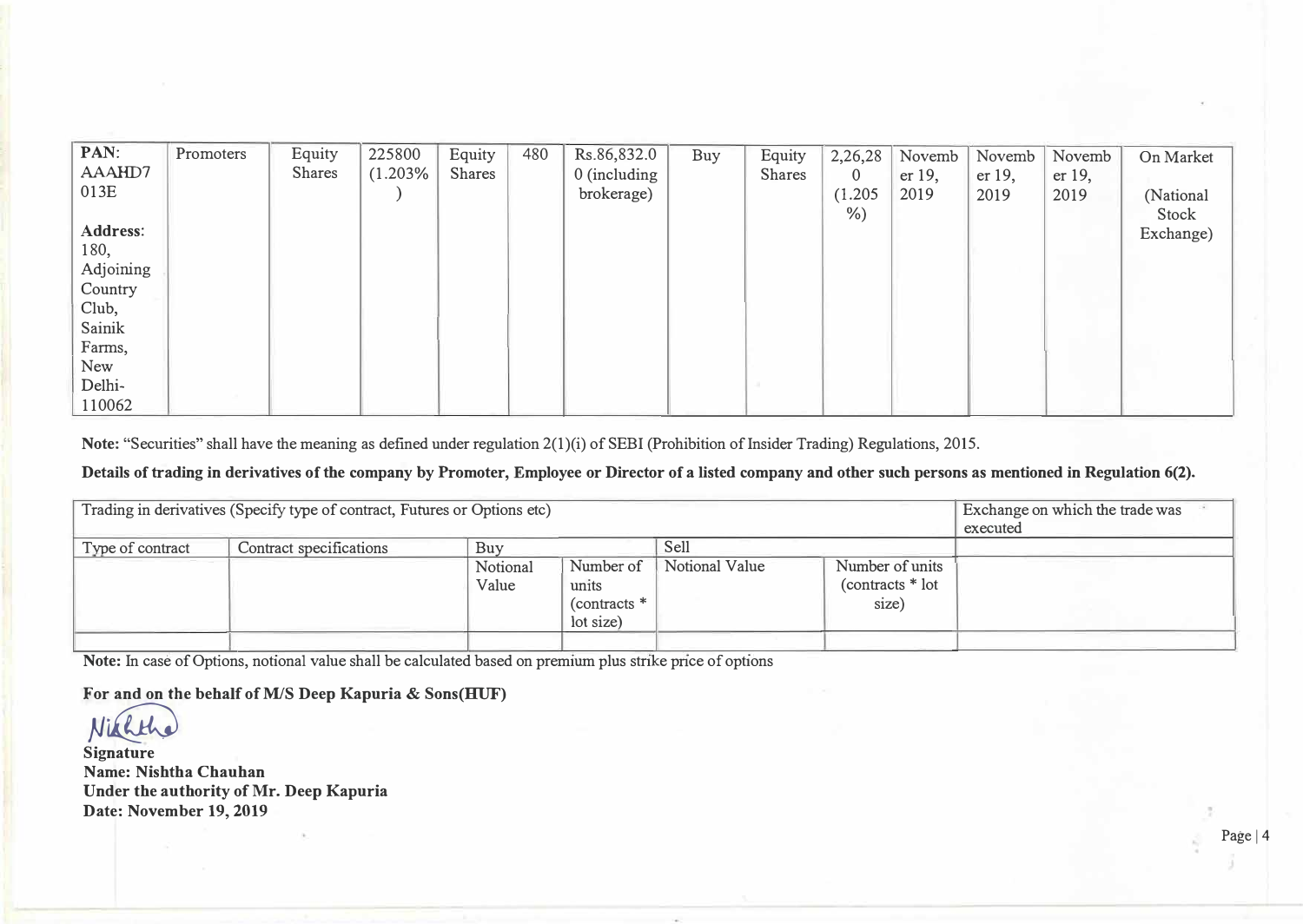| | | | | | | | | | | | | | |
|---|---|---|---|---|---|---|---|---|---|---|---|---|---|
| **PAN**: AAAHD7013E<br><br>**Address**: 180, Adjoining Country Club, Sainik Farms, New Delhi-110062 | Promoters | Equity Shares | 225800 (1.203%) | Equity Shares | 480 | Rs.86,832.00 (including brokerage) | Buy | Equity Shares | 2,26,280 (1.205%) | November 19, 2019 | November 19, 2019 | November 19, 2019 | On Market<br><br>(National Stock Exchange) |

**Note:** "Securities" shall have the meaning as defined under regulation 2(1)(i) of SEBI (Prohibition of Insider Trading) Regulations, 2015.

**Details of trading in derivatives of the company by Promoter, Employee or Director of a listed company and other such persons as mentioned in Regulation 6(2).**

| Trading in derivatives (Specify type of contract, Futures or Options etc) | | | | | | Exchange on which the trade was executed |
|---|---|---|---|---|---|---|
| Type of contract | Contract specifications | Buy | | Sell | | |
| | | Notional Value | Number of units (contracts * lot size) | Notional Value | Number of units (contracts * lot size) | |
| | | | | | | |

**Note:** In case of Options, notional value shall be calculated based on premium plus strike price of options

**For and on the behalf of M/S Deep Kapuria & Sons(HUF)**

Nishtha

**Signature**
**Name: Nishtha Chauhan**
**Under the authority of Mr. Deep Kapuria**
**Date: November 19, 2019**